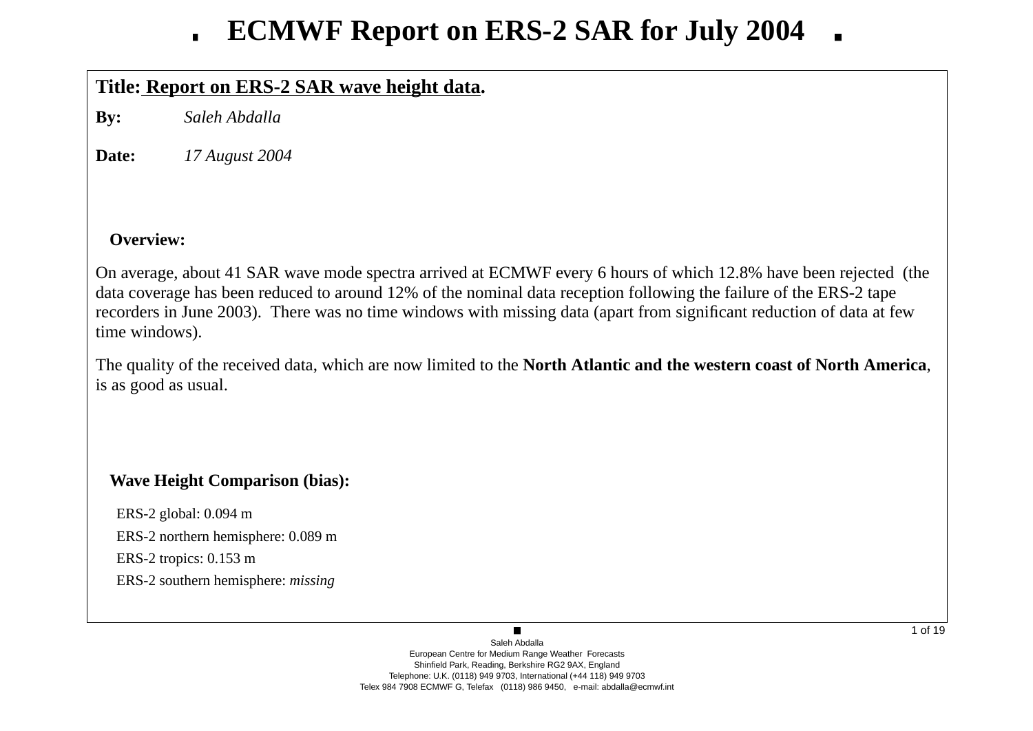# ECMWF Report on ERS-2 SAR for July 2004

**Title:** **Report on ERS-2 SAR wave height data.**

**By:** *Saleh Abdalla*

**Date:** *17 August 2004*

## Overview:

On average, about 41 SAR wave mode spectra arrived at ECMWF every 6 hours of which 12.8% have been rejected (the data coverage has been reduced to around 12% of the nominal data reception following the failure of the ERS-2 tape recorders in June 2003). There was no time windows with missing data (apart from significant reduction of data at few time windows).

The quality of the received data, which are now limited to the **North Atlantic and the western coast of North America**, is as good as usual.

## Wave Height Comparison (bias):

ERS-2 global: 0.094 m

ERS-2 northern hemisphere: 0.089 m

ERS-2 tropics: 0.153 m

ERS-2 southern hemisphere: *missing*

Saleh Abdalla
European Centre for Medium Range Weather Forecasts
Shinfield Park, Reading, Berkshire RG2 9AX, England
Telephone: U.K. (0118) 949 9703, International (+44 118) 949 9703
Telex 984 7908 ECMWF G, Telefax (0118) 986 9450, e-mail: abdalla@ecmwf.int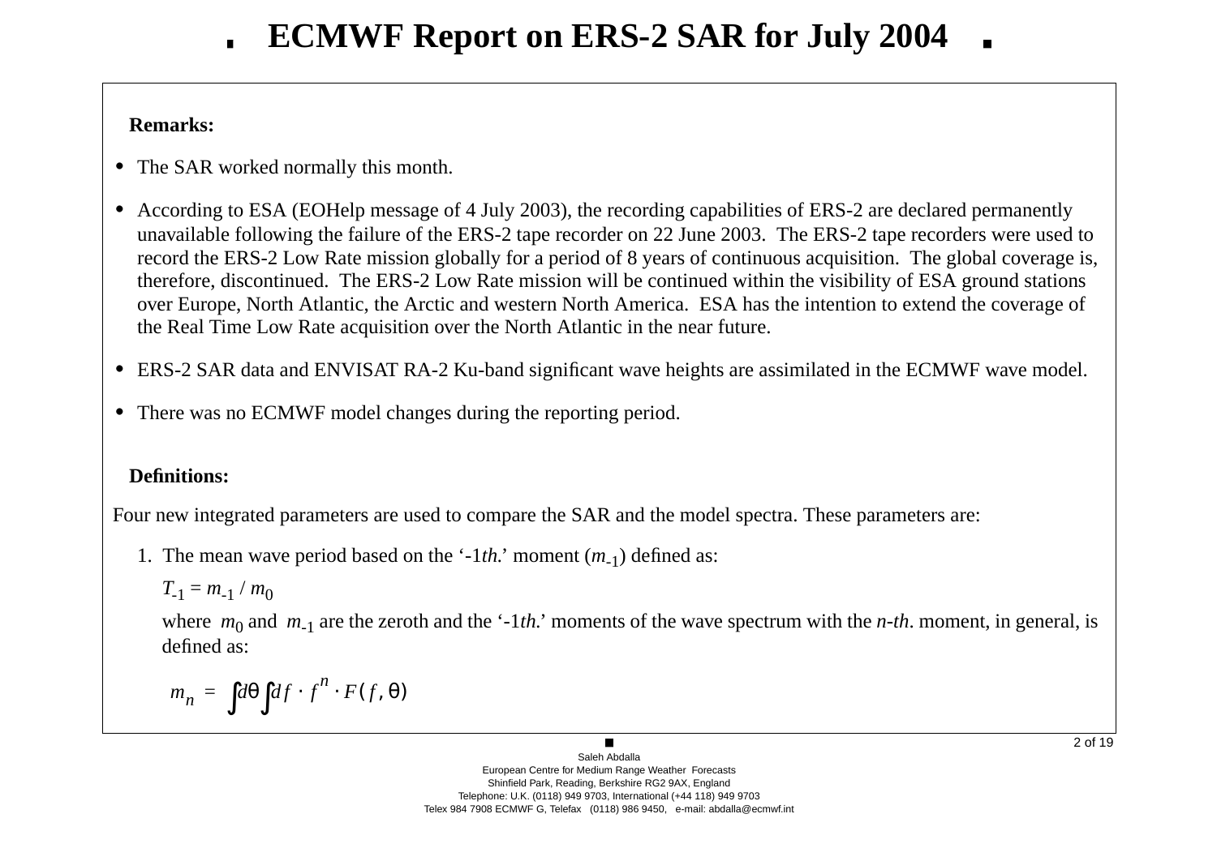# ECMWF Report on ERS-2 SAR for July 2004

**Remarks:**

- The SAR worked normally this month.
- According to ESA (EOHelp message of 4 July 2003), the recording capabilities of ERS-2 are declared permanently unavailable following the failure of the ERS-2 tape recorder on 22 June 2003. The ERS-2 tape recorders were used to record the ERS-2 Low Rate mission globally for a period of 8 years of continuous acquisition. The global coverage is, therefore, discontinued. The ERS-2 Low Rate mission will be continued within the visibility of ESA ground stations over Europe, North Atlantic, the Arctic and western North America. ESA has the intention to extend the coverage of the Real Time Low Rate acquisition over the North Atlantic in the near future.
- ERS-2 SAR data and ENVISAT RA-2 Ku-band significant wave heights are assimilated in the ECMWF wave model.
- There was no ECMWF model changes during the reporting period.

**Definitions:**

Four new integrated parameters are used to compare the SAR and the model spectra. These parameters are:

1. The mean wave period based on the '-1*th.*' moment ($m_{-1}$) defined as:

   $T_{-1} = m_{-1} / m_0$

   where $m_0$ and $m_{-1}$ are the zeroth and the '-1*th.*' moments of the wave spectrum with the *n-th*. moment, in general, is defined as:

$$m_n = \int d\theta \int df \cdot f^n \cdot F(f, \theta)$$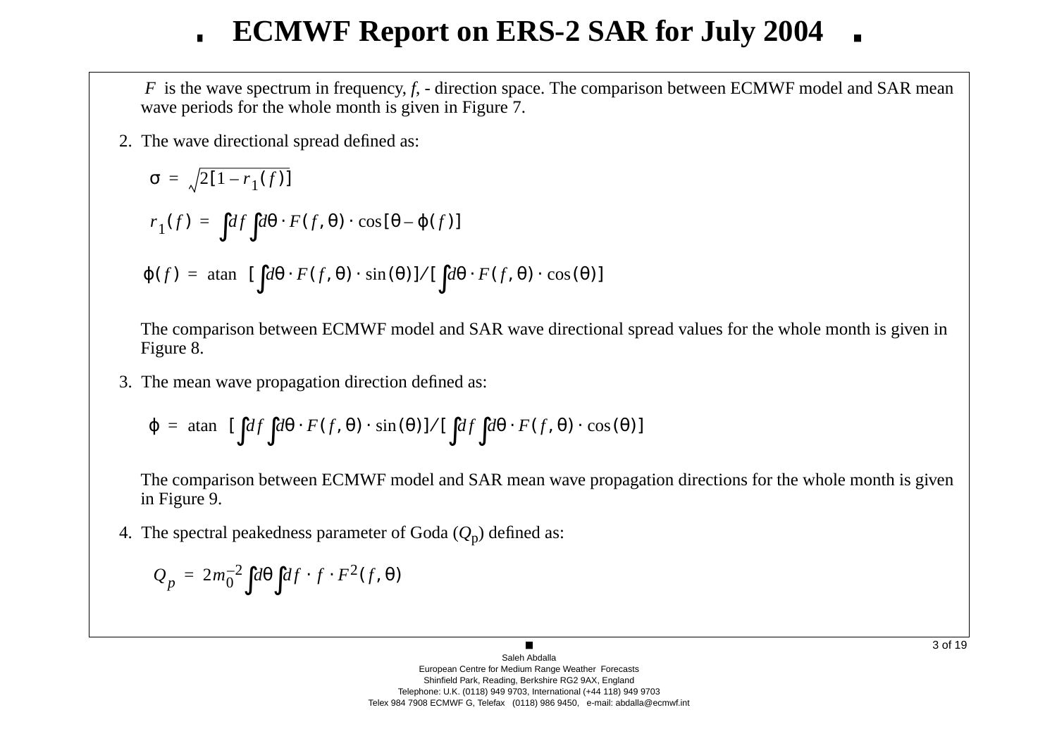$F$ is the wave spectrum in frequency, $f$, - direction space. The comparison between ECMWF model and SAR mean wave periods for the whole month is given in Figure 7.

2. The wave directional spread defined as:

$$\sigma = \sqrt{2[1 - r_1(f)]}$$

$$r_1(f) = \int df \int d\theta \cdot F(f, \theta) \cdot \cos[\theta - \varphi(f)]$$

$$\varphi(f) = \operatorname{atan}\left[\int d\theta \cdot F(f, \theta) \cdot \sin(\theta)\right] / \left[\int d\theta \cdot F(f, \theta) \cdot \cos(\theta)\right]$$

The comparison between ECMWF model and SAR wave directional spread values for the whole month is given in Figure 8.

3. The mean wave propagation direction defined as:

$$\varphi = \operatorname{atan}\left[\int df \int d\theta \cdot F(f, \theta) \cdot \sin(\theta)\right] / \left[\int df \int d\theta \cdot F(f, \theta) \cdot \cos(\theta)\right]$$

The comparison between ECMWF model and SAR mean wave propagation directions for the whole month is given in Figure 9.

4. The spectral peakedness parameter of Goda ($Q_p$) defined as:

$$Q_p = 2 m_0^{-2} \int d\theta \int df \cdot f \cdot F^2(f, \theta)$$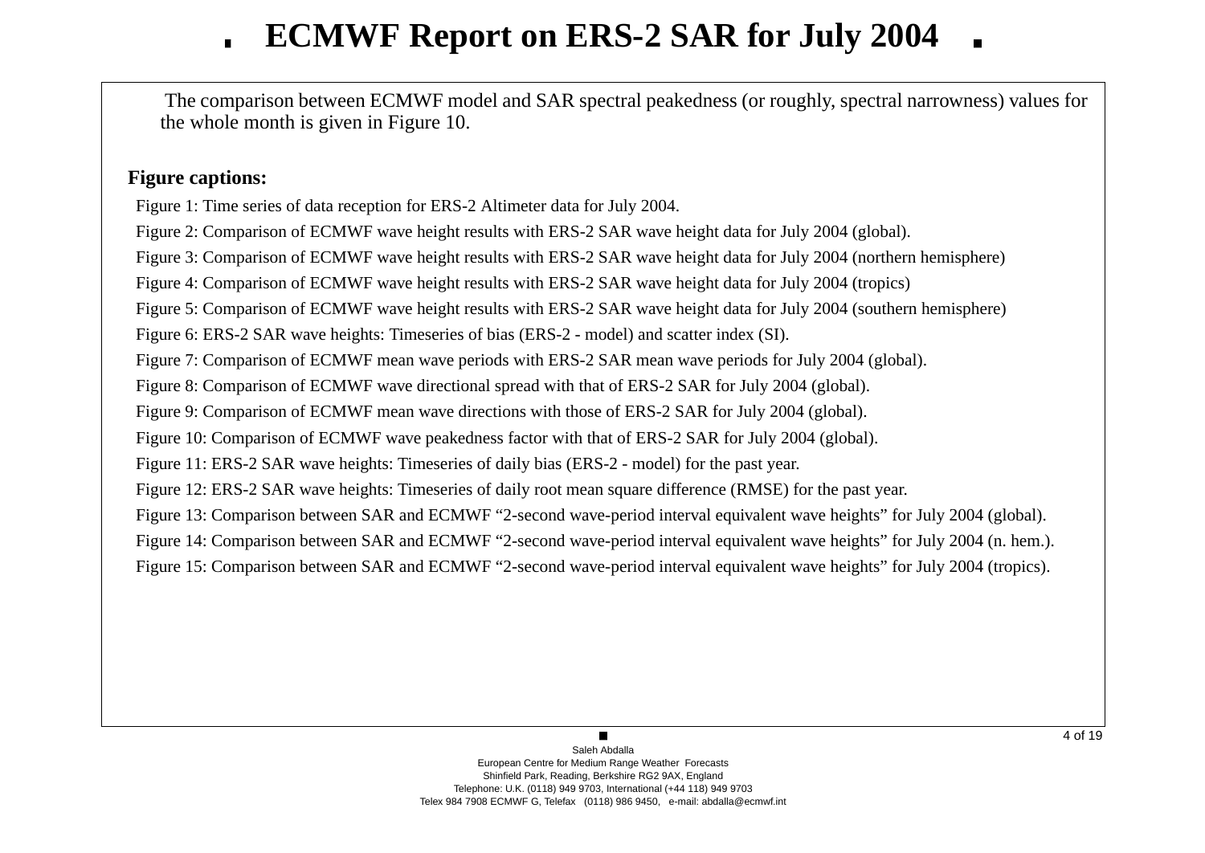The comparison between ECMWF model and SAR spectral peakedness (or roughly, spectral narrowness) values for the whole month is given in Figure 10.

**Figure captions:**

Figure 1: Time series of data reception for ERS-2 Altimeter data for July 2004.

Figure 2: Comparison of ECMWF wave height results with ERS-2 SAR wave height data for July 2004 (global).

Figure 3: Comparison of ECMWF wave height results with ERS-2 SAR wave height data for July 2004 (northern hemisphere)

Figure 4: Comparison of ECMWF wave height results with ERS-2 SAR wave height data for July 2004 (tropics)

Figure 5: Comparison of ECMWF wave height results with ERS-2 SAR wave height data for July 2004 (southern hemisphere)

Figure 6: ERS-2 SAR wave heights: Timeseries of bias (ERS-2 - model) and scatter index (SI).

Figure 7: Comparison of ECMWF mean wave periods with ERS-2 SAR mean wave periods for July 2004 (global).

Figure 8: Comparison of ECMWF wave directional spread with that of ERS-2 SAR for July 2004 (global).

Figure 9: Comparison of ECMWF mean wave directions with those of ERS-2 SAR for July 2004 (global).

Figure 10: Comparison of ECMWF wave peakedness factor with that of ERS-2 SAR for July 2004 (global).

Figure 11: ERS-2 SAR wave heights: Timeseries of daily bias (ERS-2 - model) for the past year.

Figure 12: ERS-2 SAR wave heights: Timeseries of daily root mean square difference (RMSE) for the past year.

Figure 13: Comparison between SAR and ECMWF “2-second wave-period interval equivalent wave heights” for July 2004 (global).

Figure 14: Comparison between SAR and ECMWF “2-second wave-period interval equivalent wave heights” for July 2004 (n. hem.).

Figure 15: Comparison between SAR and ECMWF “2-second wave-period interval equivalent wave heights” for July 2004 (tropics).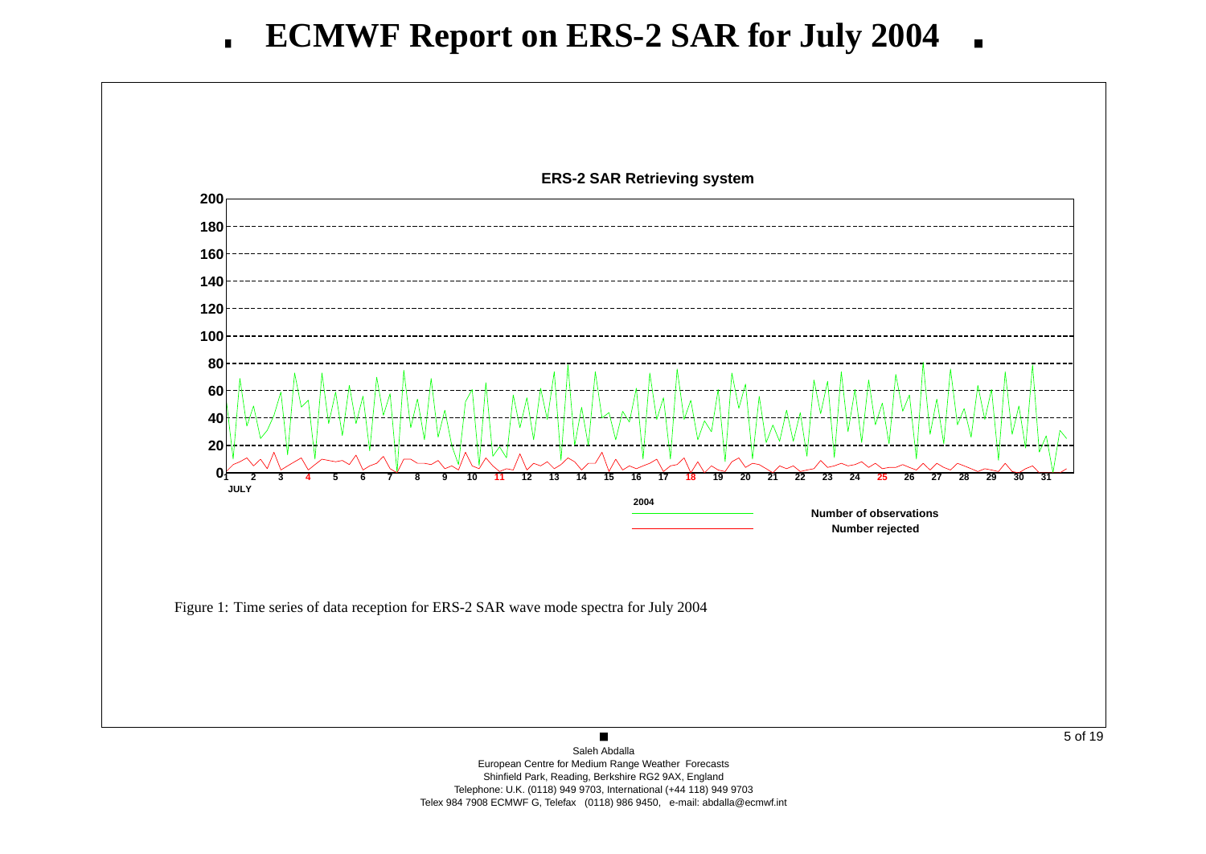# ECMWF Report on ERS-2 SAR for July 2004

**ERS-2 SAR Retrieving system**

Figure 1: Time series of data reception for ERS-2 SAR wave mode spectra for July 2004

Saleh Abdalla
European Centre for Medium Range Weather Forecasts
Shinfield Park, Reading, Berkshire RG2 9AX, England
Telephone: U.K. (0118) 949 9703, International (+44 118) 949 9703
Telex 984 7908 ECMWF G, Telefax (0118) 986 9450, e-mail: abdalla@ecmwf.int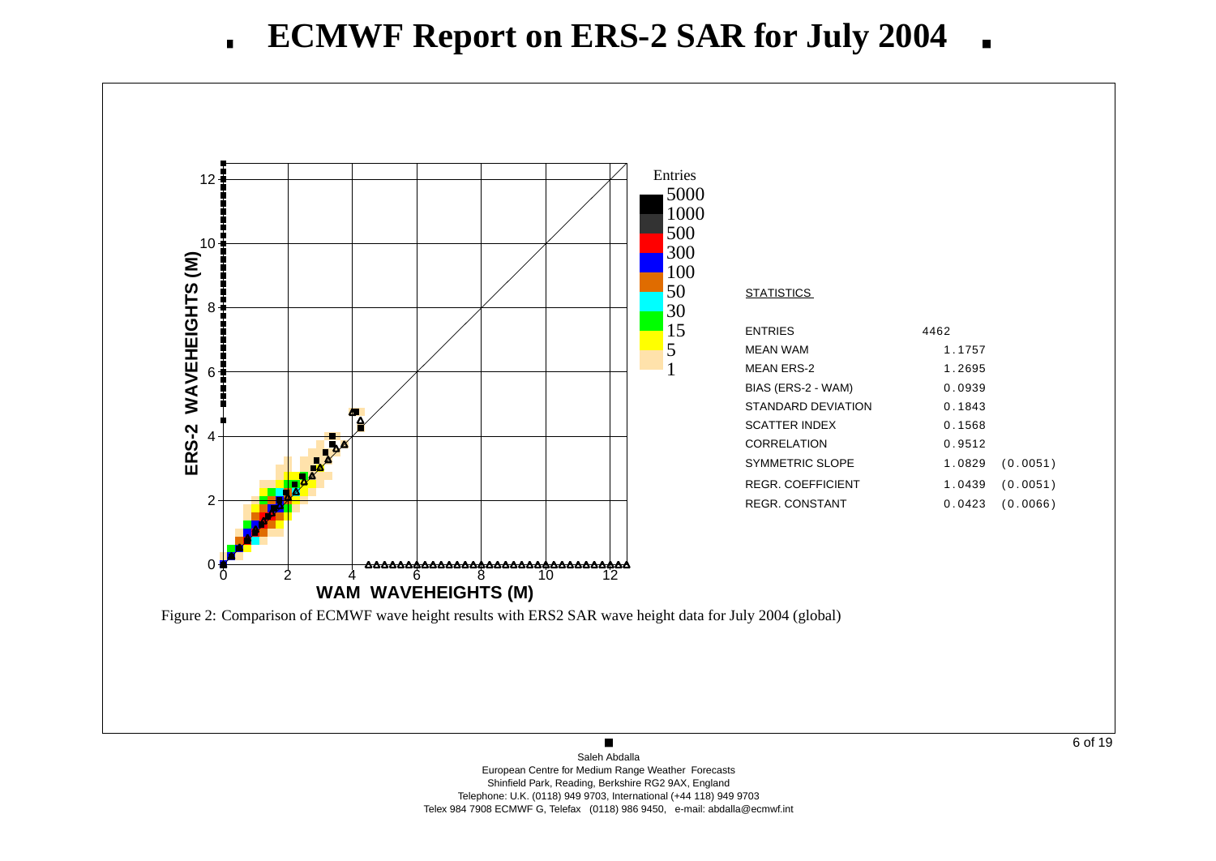# ECMWF Report on ERS-2 SAR for July 2004

STATISTICS

| | | |
|---|---|---|
| ENTRIES | 4462 | |
| MEAN WAM | 1.1757 | |
| MEAN ERS-2 | 1.2695 | |
| BIAS (ERS-2 - WAM) | 0.0939 | |
| STANDARD DEVIATION | 0.1843 | |
| SCATTER INDEX | 0.1568 | |
| CORRELATION | 0.9512 | |
| SYMMETRIC SLOPE | 1.0829 | (0.0051) |
| REGR. COEFFICIENT | 1.0439 | (0.0051) |
| REGR. CONSTANT | 0.0423 | (0.0066) |

Figure 2: Comparison of ECMWF wave height results with ERS2 SAR wave height data for July 2004 (global)

Saleh Abdalla
European Centre for Medium Range Weather Forecasts
Shinfield Park, Reading, Berkshire RG2 9AX, England
Telephone: U.K. (0118) 949 9703, International (+44 118) 949 9703
Telex 984 7908 ECMWF G, Telefax (0118) 986 9450, e-mail: abdalla@ecmwf.int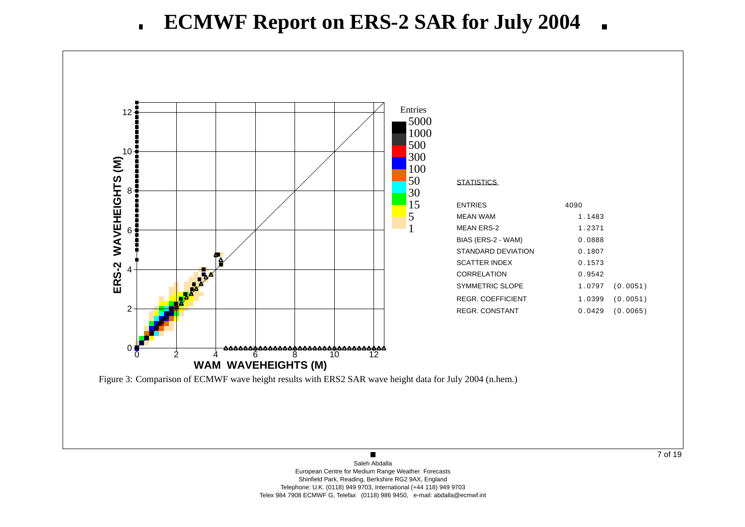# ECMWF Report on ERS-2 SAR for July 2004

**STATISTICS**

| | | |
|---|---|---|
| ENTRIES | 4090 | |
| MEAN WAM | 1.1483 | |
| MEAN ERS-2 | 1.2371 | |
| BIAS (ERS-2 - WAM) | 0.0888 | |
| STANDARD DEVIATION | 0.1807 | |
| SCATTER INDEX | 0.1573 | |
| CORRELATION | 0.9542 | |
| SYMMETRIC SLOPE | 1.0797 | (0.0051) |
| REGR. COEFFICIENT | 1.0399 | (0.0051) |
| REGR. CONSTANT | 0.0429 | (0.0065) |

Figure 3: Comparison of ECMWF wave height results with ERS2 SAR wave height data for July 2004 (n.hem.)

Saleh Abdalla
European Centre for Medium Range Weather Forecasts
Shinfield Park, Reading, Berkshire RG2 9AX, England
Telephone: U.K. (0118) 949 9703, International (+44 118) 949 9703
Telex 984 7908 ECMWF G, Telefax (0118) 986 9450, e-mail: abdalla@ecmwf.int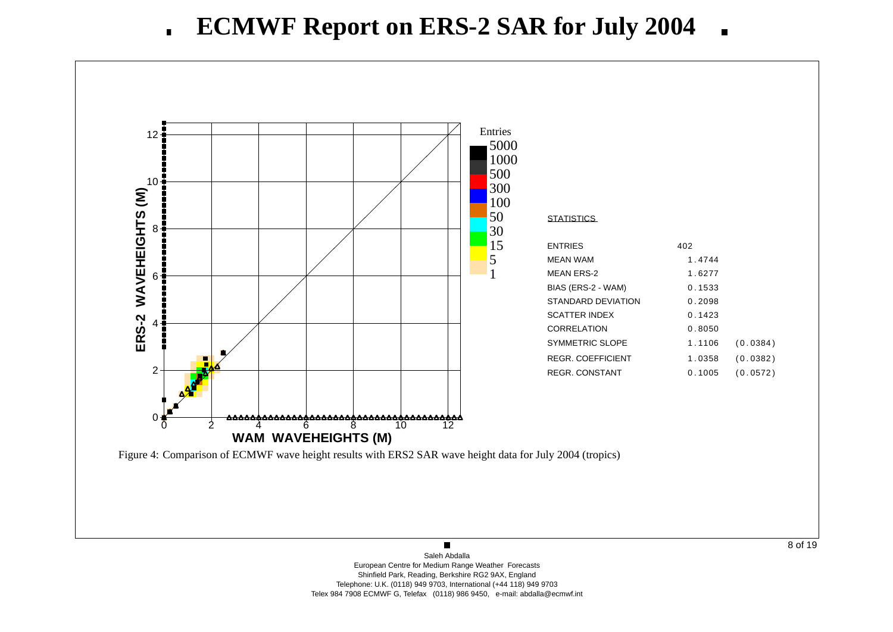# ECMWF Report on ERS-2 SAR for July 2004

**STATISTICS**

| | | |
|---|---|---|
| ENTRIES | 402 | |
| MEAN WAM | 1.4744 | |
| MEAN ERS-2 | 1.6277 | |
| BIAS (ERS-2 - WAM) | 0.1533 | |
| STANDARD DEVIATION | 0.2098 | |
| SCATTER INDEX | 0.1423 | |
| CORRELATION | 0.8050 | |
| SYMMETRIC SLOPE | 1.1106 | (0.0384) |
| REGR. COEFFICIENT | 1.0358 | (0.0382) |
| REGR. CONSTANT | 0.1005 | (0.0572) |

Figure 4: Comparison of ECMWF wave height results with ERS2 SAR wave height data for July 2004 (tropics)

Saleh Abdalla
European Centre for Medium Range Weather Forecasts
Shinfield Park, Reading, Berkshire RG2 9AX, England
Telephone: U.K. (0118) 949 9703, International (+44 118) 949 9703
Telex 984 7908 ECMWF G, Telefax (0118) 986 9450, e-mail: abdalla@ecmwf.int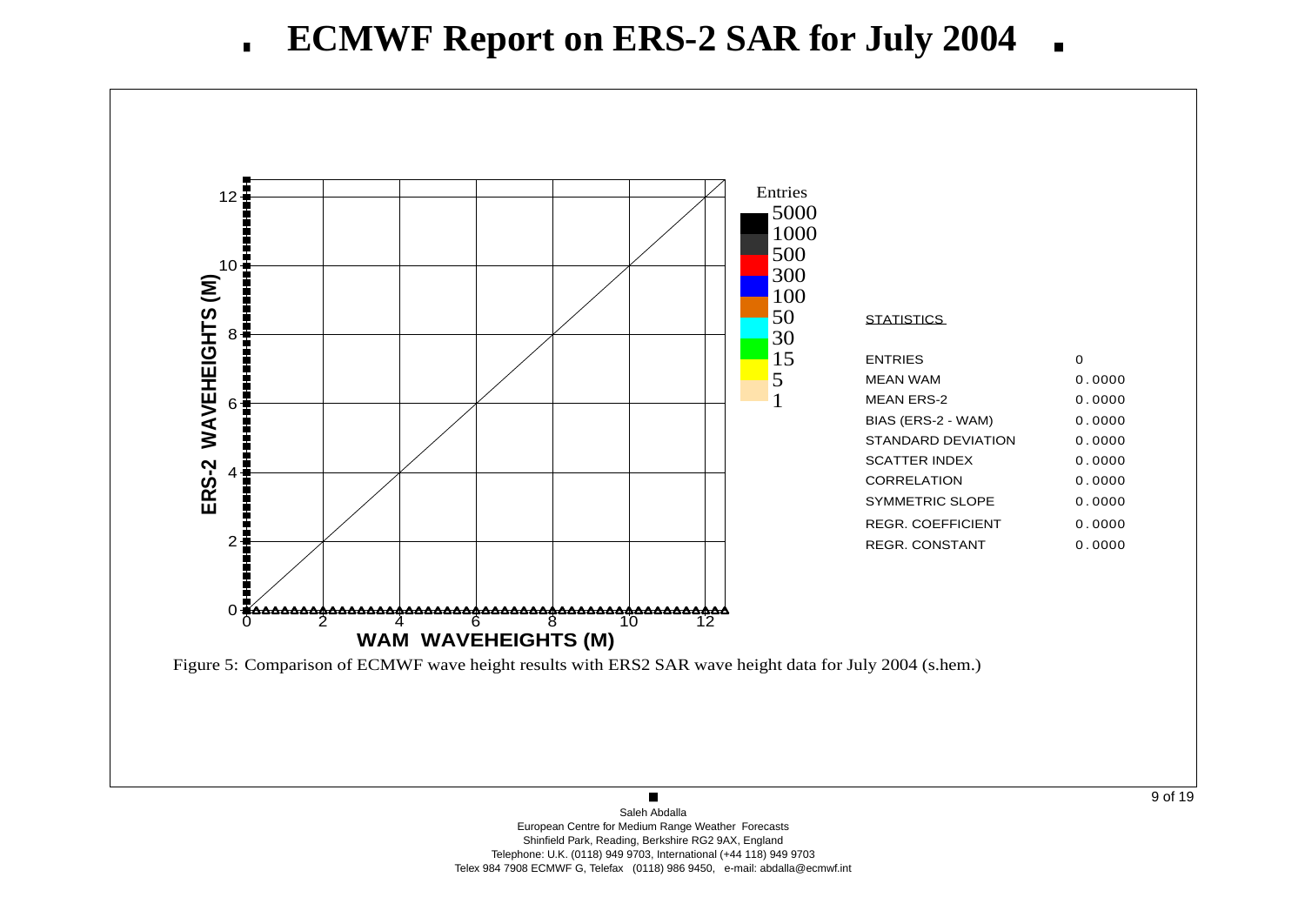# ECMWF Report on ERS-2 SAR for July 2004

**STATISTICS**

| | |
|---|---|
| ENTRIES | 0 |
| MEAN WAM | 0.0000 |
| MEAN ERS-2 | 0.0000 |
| BIAS (ERS-2 - WAM) | 0.0000 |
| STANDARD DEVIATION | 0.0000 |
| SCATTER INDEX | 0.0000 |
| CORRELATION | 0.0000 |
| SYMMETRIC SLOPE | 0.0000 |
| REGR. COEFFICIENT | 0.0000 |
| REGR. CONSTANT | 0.0000 |

Figure 5: Comparison of ECMWF wave height results with ERS2 SAR wave height data for July 2004 (s.hem.)

Saleh Abdalla
European Centre for Medium Range Weather Forecasts
Shinfield Park, Reading, Berkshire RG2 9AX, England
Telephone: U.K. (0118) 949 9703, International (+44 118) 949 9703
Telex 984 7908 ECMWF G, Telefax (0118) 986 9450, e-mail: abdalla@ecmwf.int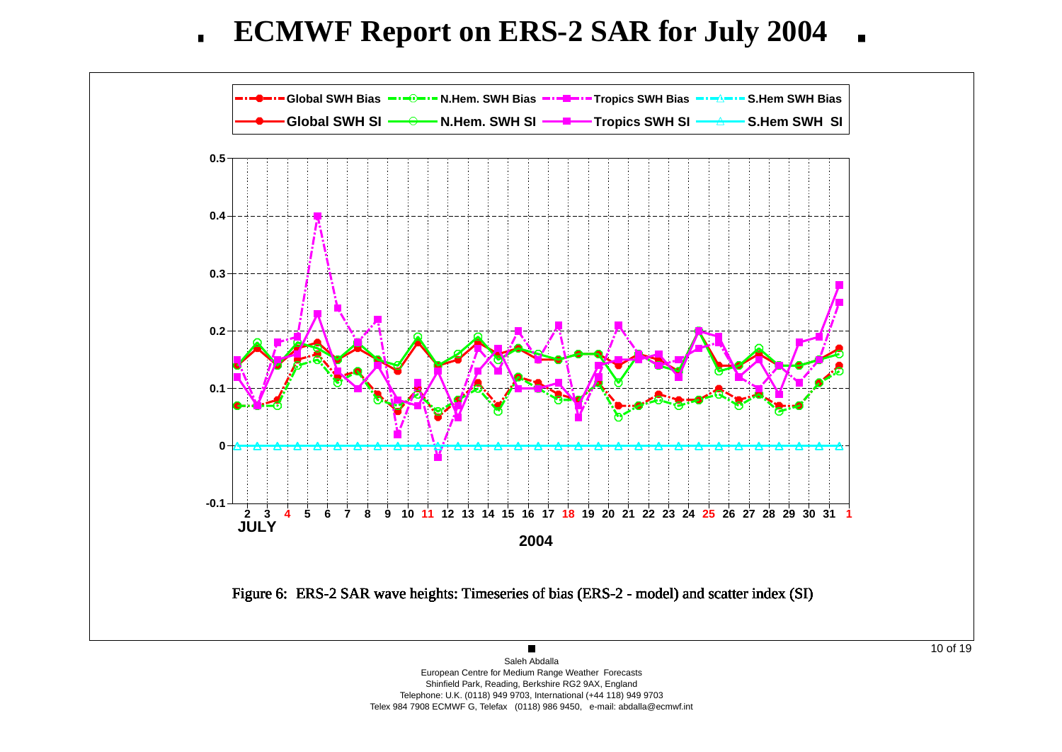# ECMWF Report on ERS-2 SAR for July 2004

Figure 6: ERS-2 SAR wave heights: Timeseries of bias (ERS-2 - model) and scatter index (SI)

Saleh Abdalla
European Centre for Medium Range Weather Forecasts
Shinfield Park, Reading, Berkshire RG2 9AX, England
Telephone: U.K. (0118) 949 9703, International (+44 118) 949 9703
Telex 984 7908 ECMWF G, Telefax (0118) 986 9450, e-mail: abdalla@ecmwf.int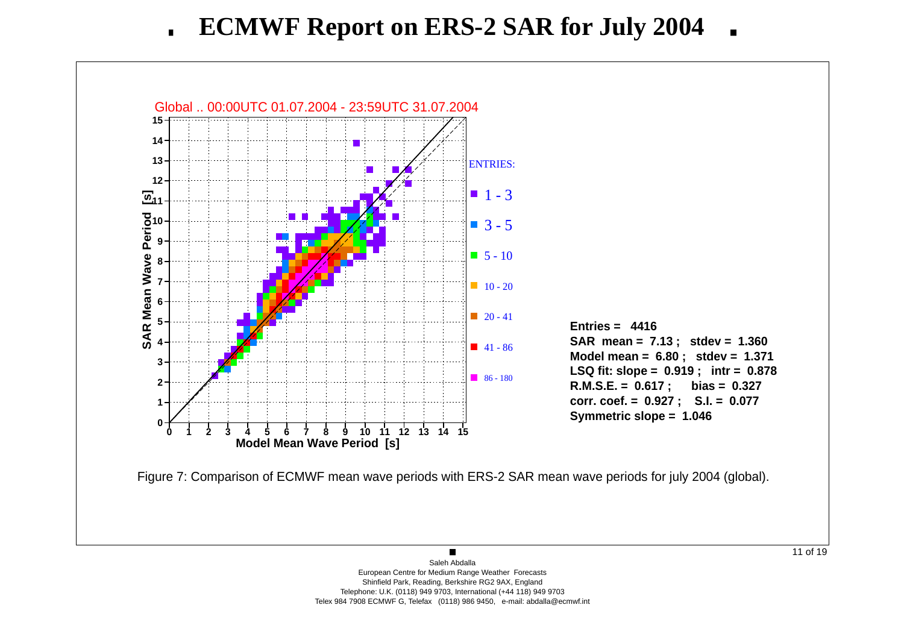# ECMWF Report on ERS-2 SAR for July 2004

Global .. 00:00UTC 01.07.2004 - 23:59UTC 31.07.2004

ENTRIES:

- 1 - 3
- 3 - 5
- 5 - 10
- 10 - 20
- 20 - 41
- 41 - 86
- 86 - 180

**Entries = 4416**
**SAR mean = 7.13 ; stdev = 1.360**
**Model mean = 6.80 ; stdev = 1.371**
**LSQ fit: slope = 0.919 ; intr = 0.878**
**R.M.S.E. = 0.617 ; bias = 0.327**
**corr. coef. = 0.927 ; S.I. = 0.077**
**Symmetric slope = 1.046**

Figure 7: Comparison of ECMWF mean wave periods with ERS-2 SAR mean wave periods for july 2004 (global).

Saleh Abdalla
European Centre for Medium Range Weather Forecasts
Shinfield Park, Reading, Berkshire RG2 9AX, England
Telephone: U.K. (0118) 949 9703, International (+44 118) 949 9703
Telex 984 7908 ECMWF G, Telefax (0118) 986 9450, e-mail: abdalla@ecmwf.int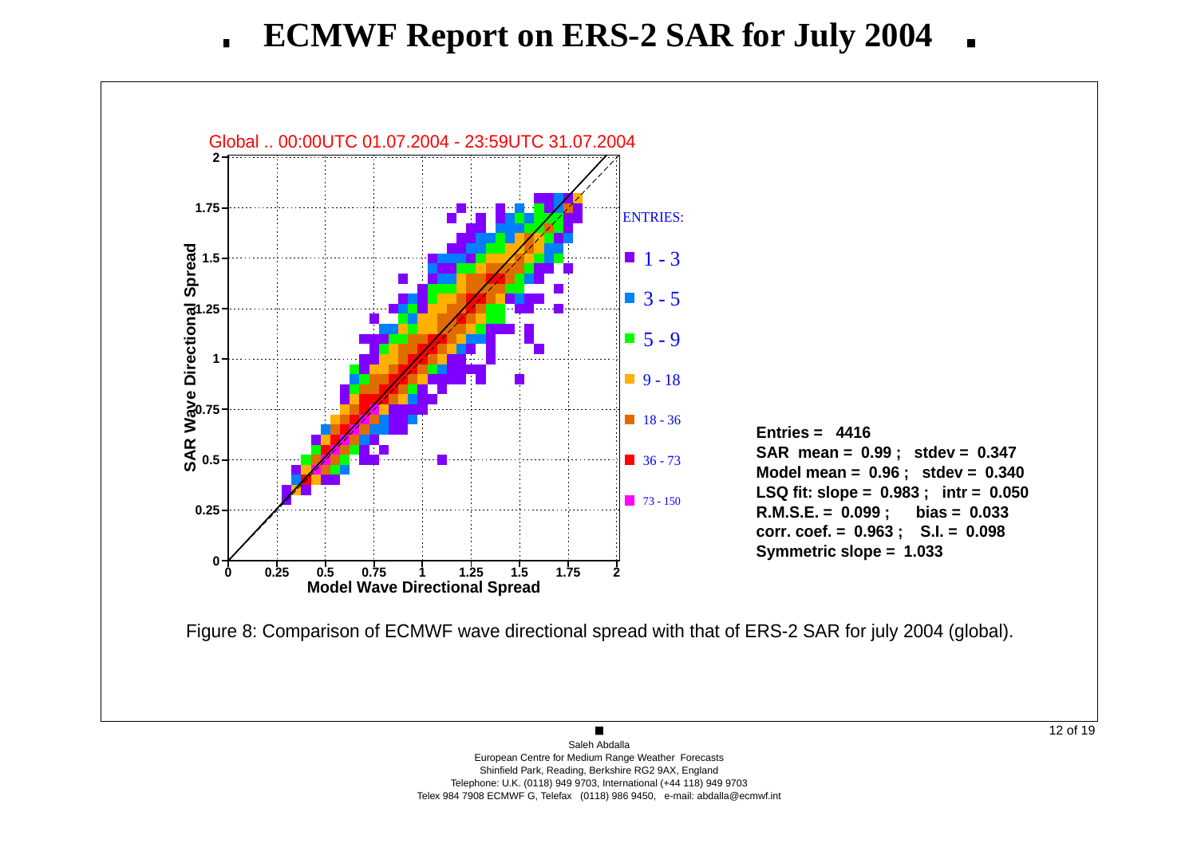# ECMWF Report on ERS-2 SAR for July 2004

Global .. 00:00UTC 01.07.2004 - 23:59UTC 31.07.2004

ENTRIES:

- 1 - 3
- 3 - 5
- 5 - 9
- 9 - 18
- 18 - 36
- 36 - 73
- 73 - 150

**Entries = 4416**
**SAR mean = 0.99 ; stdev = 0.347**
**Model mean = 0.96 ; stdev = 0.340**
**LSQ fit: slope = 0.983 ; intr = 0.050**
**R.M.S.E. = 0.099 ; bias = 0.033**
**corr. coef. = 0.963 ; S.I. = 0.098**
**Symmetric slope = 1.033**

Figure 8: Comparison of ECMWF wave directional spread with that of ERS-2 SAR for july 2004 (global).

Saleh Abdalla
European Centre for Medium Range Weather Forecasts
Shinfield Park, Reading, Berkshire RG2 9AX, England
Telephone: U.K. (0118) 949 9703, International (+44 118) 949 9703
Telex 984 7908 ECMWF G, Telefax (0118) 986 9450, e-mail: abdalla@ecmwf.int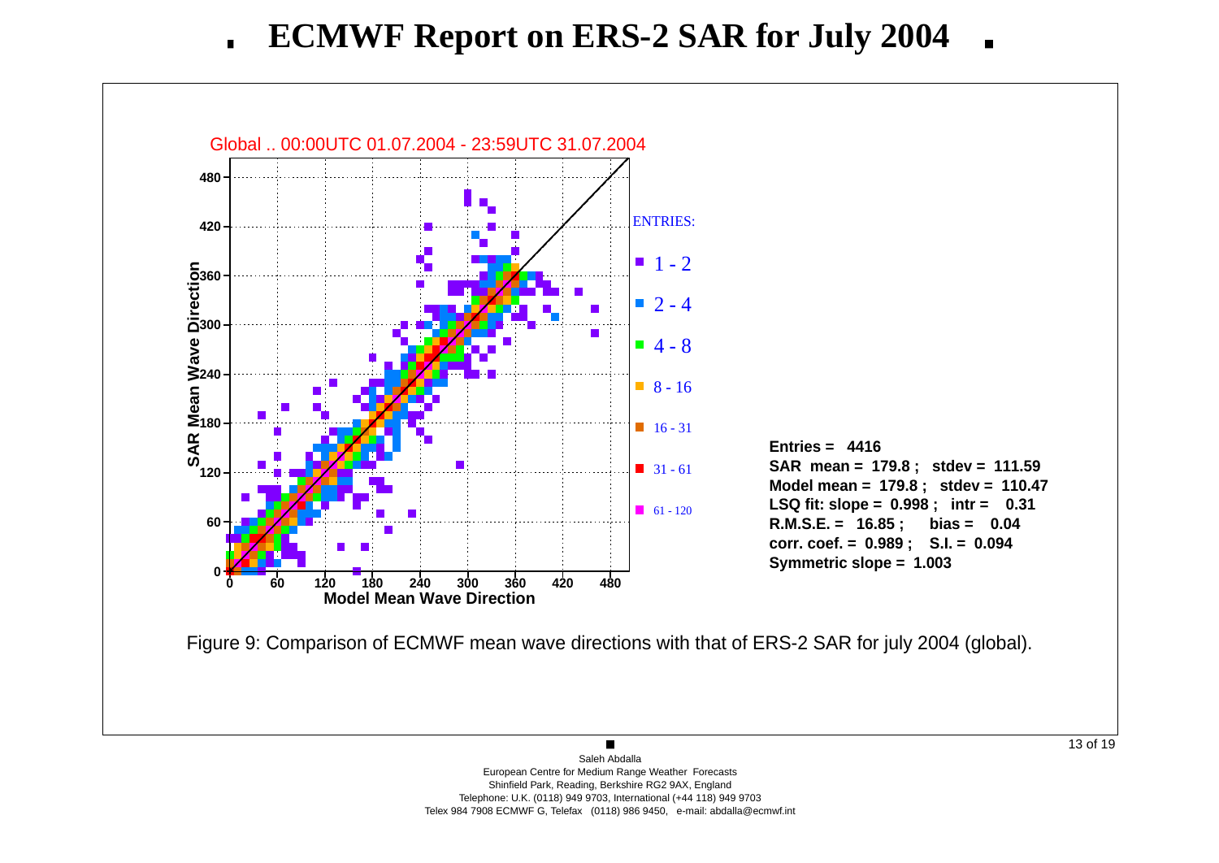# ECMWF Report on ERS-2 SAR for July 2004

Global .. 00:00UTC 01.07.2004 - 23:59UTC 31.07.2004

ENTRIES:

- 1 - 2
- 2 - 4
- 4 - 8
- 8 - 16
- 16 - 31
- 31 - 61
- 61 - 120

**Entries = 4416**
**SAR mean = 179.8 ; stdev = 111.59**
**Model mean = 179.8 ; stdev = 110.47**
**LSQ fit: slope = 0.998 ; intr = 0.31**
**R.M.S.E. = 16.85 ; bias = 0.04**
**corr. coef. = 0.989 ; S.I. = 0.094**
**Symmetric slope = 1.003**

Figure 9: Comparison of ECMWF mean wave directions with that of ERS-2 SAR for july 2004 (global).

Saleh Abdalla
European Centre for Medium Range Weather Forecasts
Shinfield Park, Reading, Berkshire RG2 9AX, England
Telephone: U.K. (0118) 949 9703, International (+44 118) 949 9703
Telex 984 7908 ECMWF G, Telefax (0118) 986 9450, e-mail: abdalla@ecmwf.int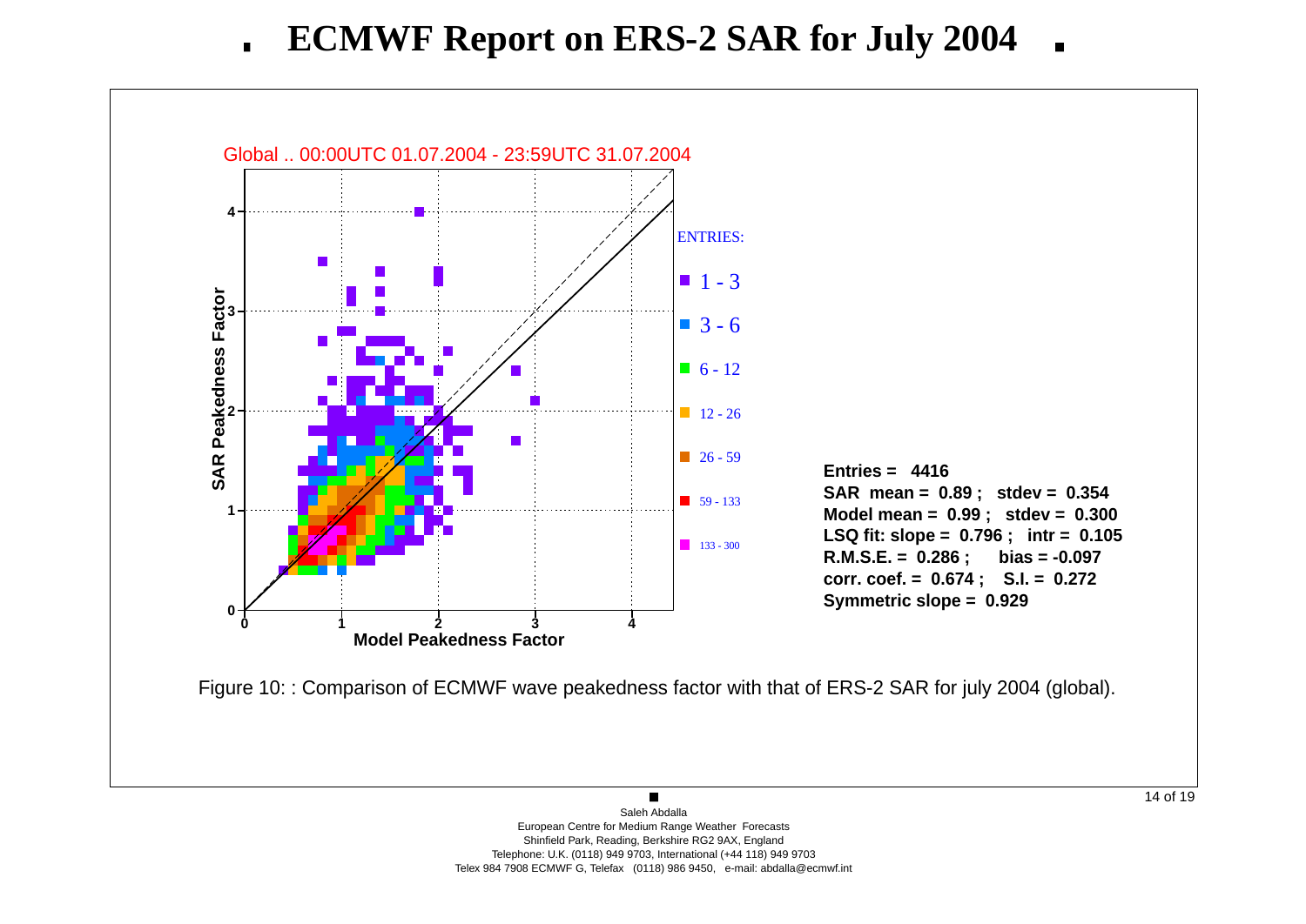# ECMWF Report on ERS-2 SAR for July 2004

Global .. 00:00UTC 01.07.2004 - 23:59UTC 31.07.2004

**Entries = 4416**
**SAR mean = 0.89 ; stdev = 0.354**
**Model mean = 0.99 ; stdev = 0.300**
**LSQ fit: slope = 0.796 ; intr = 0.105**
**R.M.S.E. = 0.286 ; bias = -0.097**
**corr. coef. = 0.674 ; S.I. = 0.272**
**Symmetric slope = 0.929**

Figure 10: : Comparison of ECMWF wave peakedness factor with that of ERS-2 SAR for july 2004 (global).

Saleh Abdalla
European Centre for Medium Range Weather Forecasts
Shinfield Park, Reading, Berkshire RG2 9AX, England
Telephone: U.K. (0118) 949 9703, International (+44 118) 949 9703
Telex 984 7908 ECMWF G, Telefax (0118) 986 9450, e-mail: abdalla@ecmwf.int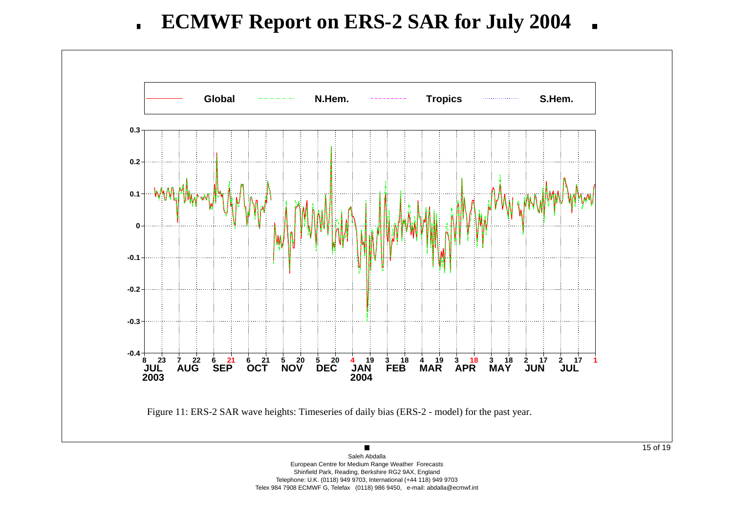# ECMWF Report on ERS-2 SAR for July 2004

Figure 11: ERS-2 SAR wave heights: Timeseries of daily bias (ERS-2 - model) for the past year.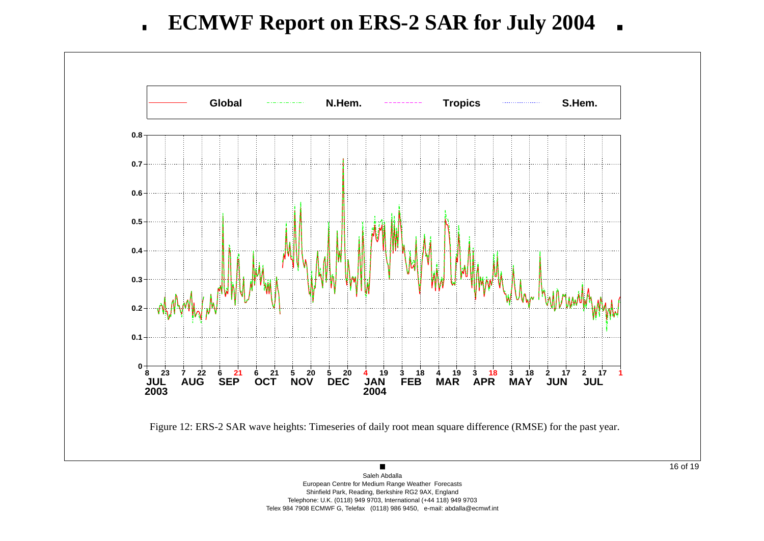# ECMWF Report on ERS-2 SAR for July 2004

Figure 12: ERS-2 SAR wave heights: Timeseries of daily root mean square difference (RMSE) for the past year.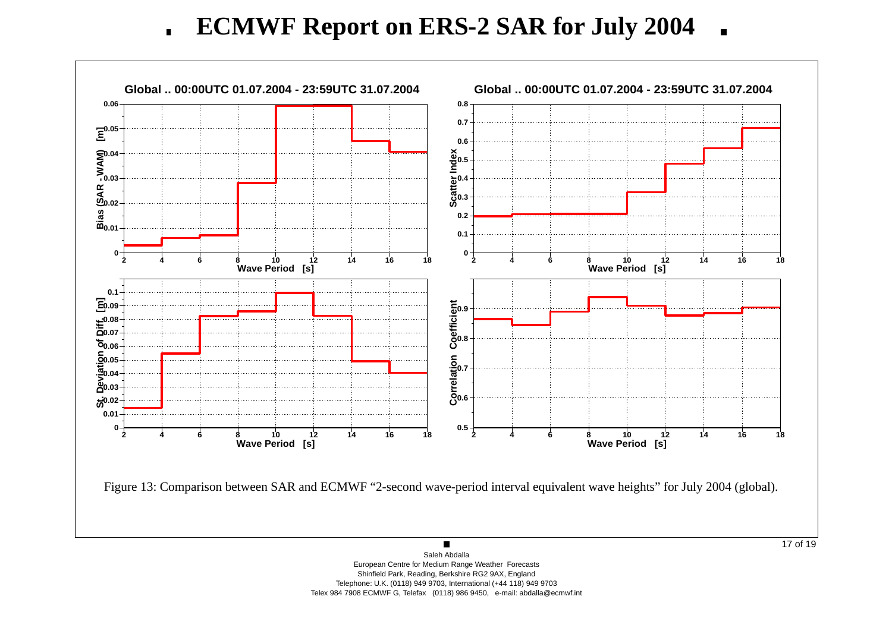# ECMWF Report on ERS-2 SAR for July 2004

Figure 13: Comparison between SAR and ECMWF “2-second wave-period interval equivalent wave heights” for July 2004 (global).

Saleh Abdalla
European Centre for Medium Range Weather Forecasts
Shinfield Park, Reading, Berkshire RG2 9AX, England
Telephone: U.K. (0118) 949 9703, International (+44 118) 949 9703
Telex 984 7908 ECMWF G, Telefax (0118) 986 9450, e-mail: abdalla@ecmwf.int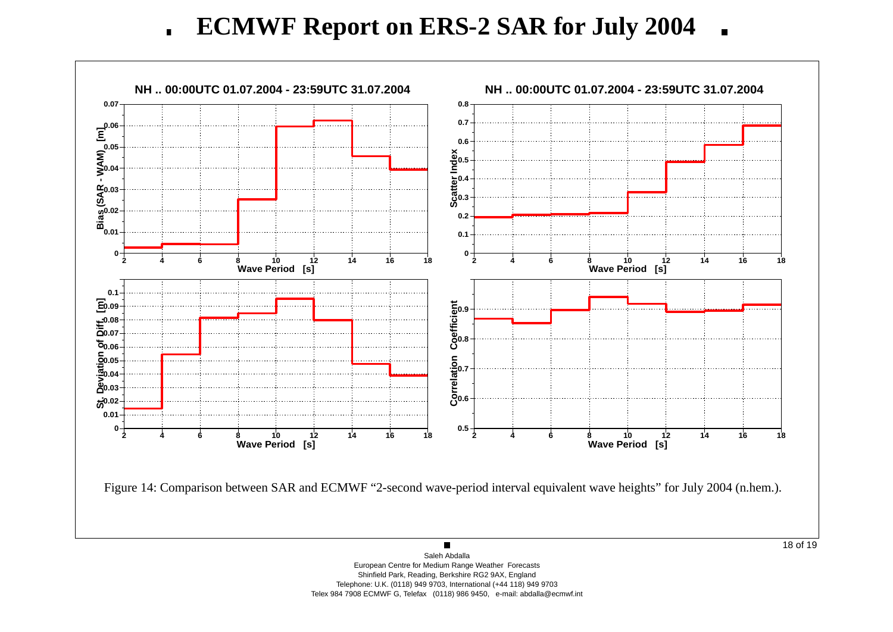# ECMWF Report on ERS-2 SAR for July 2004

Figure 14: Comparison between SAR and ECMWF "2-second wave-period interval equivalent wave heights" for July 2004 (n.hem.).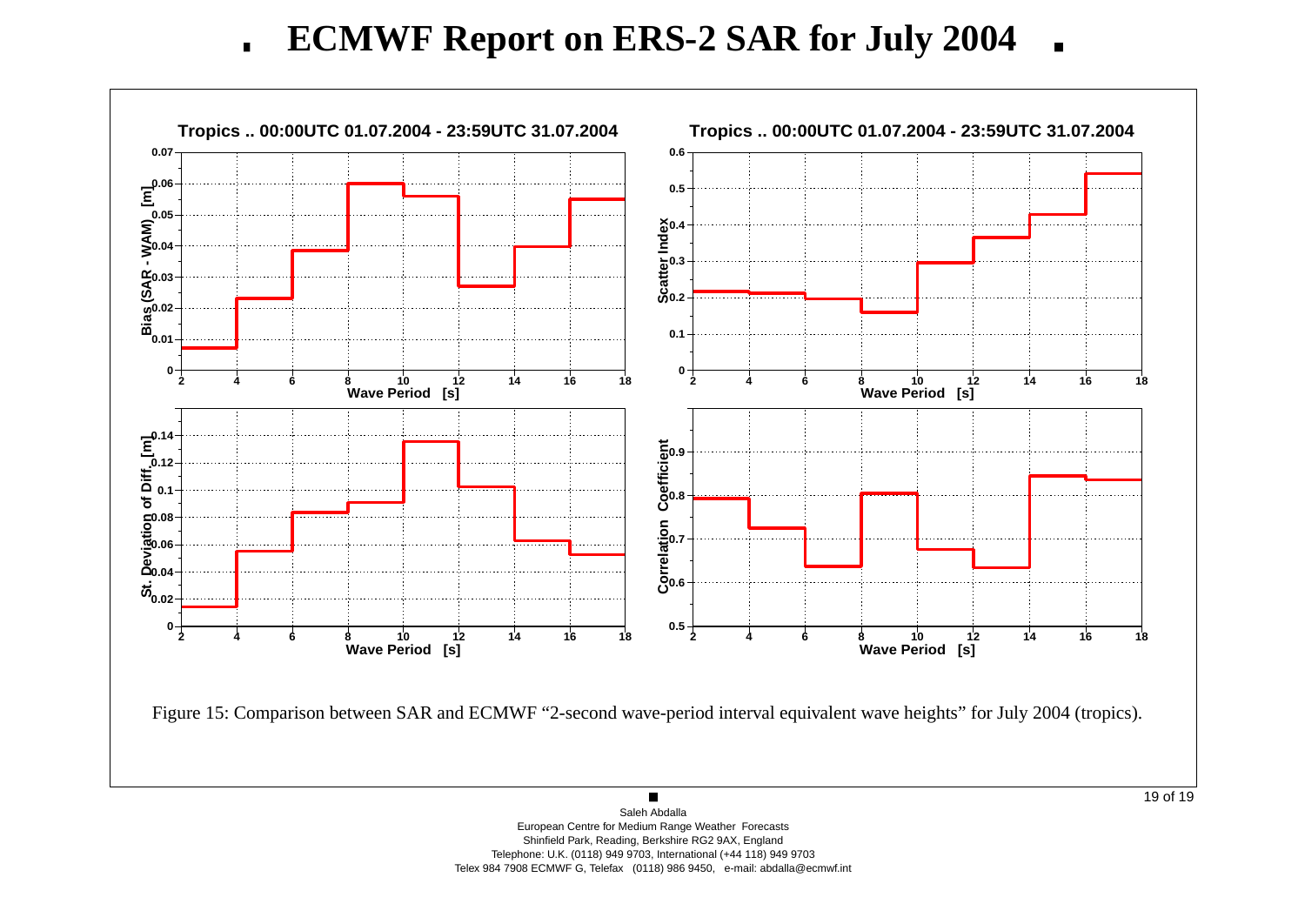# ECMWF Report on ERS-2 SAR for July 2004

Tropics .. 00:00UTC 01.07.2004 - 23:59UTC 31.07.2004

Bias (SAR - WAM) [m]

0.07
0.06
0.05
0.04
0.03
0.02
0.01
0

2 4 6 8 10 12 14 16 18

Wave Period [s]

Tropics .. 00:00UTC 01.07.2004 - 23:59UTC 31.07.2004

Scatter Index

0.6
0.5
0.4
0.3
0.2
0.1
0

2 4 6 8 10 12 14 16 18

Wave Period [s]

St. Deviation of Diff. [m]

0.14
0.12
0.1
0.08
0.06
0.04
0.02
0

2 4 6 8 10 12 14 16 18

Wave Period [s]

Correlation Coefficient

0.9
0.8
0.7
0.6
0.5

2 4 6 8 10 12 14 16 18

Wave Period [s]

Figure 15: Comparison between SAR and ECMWF "2-second wave-period interval equivalent wave heights" for July 2004 (tropics).

Saleh Abdalla
European Centre for Medium Range Weather Forecasts
Shinfield Park, Reading, Berkshire RG2 9AX, England
Telephone: U.K. (0118) 949 9703, International (+44 118) 949 9703
Telex 984 7908 ECMWF G, Telefax (0118) 986 9450, e-mail: abdalla@ecmwf.int